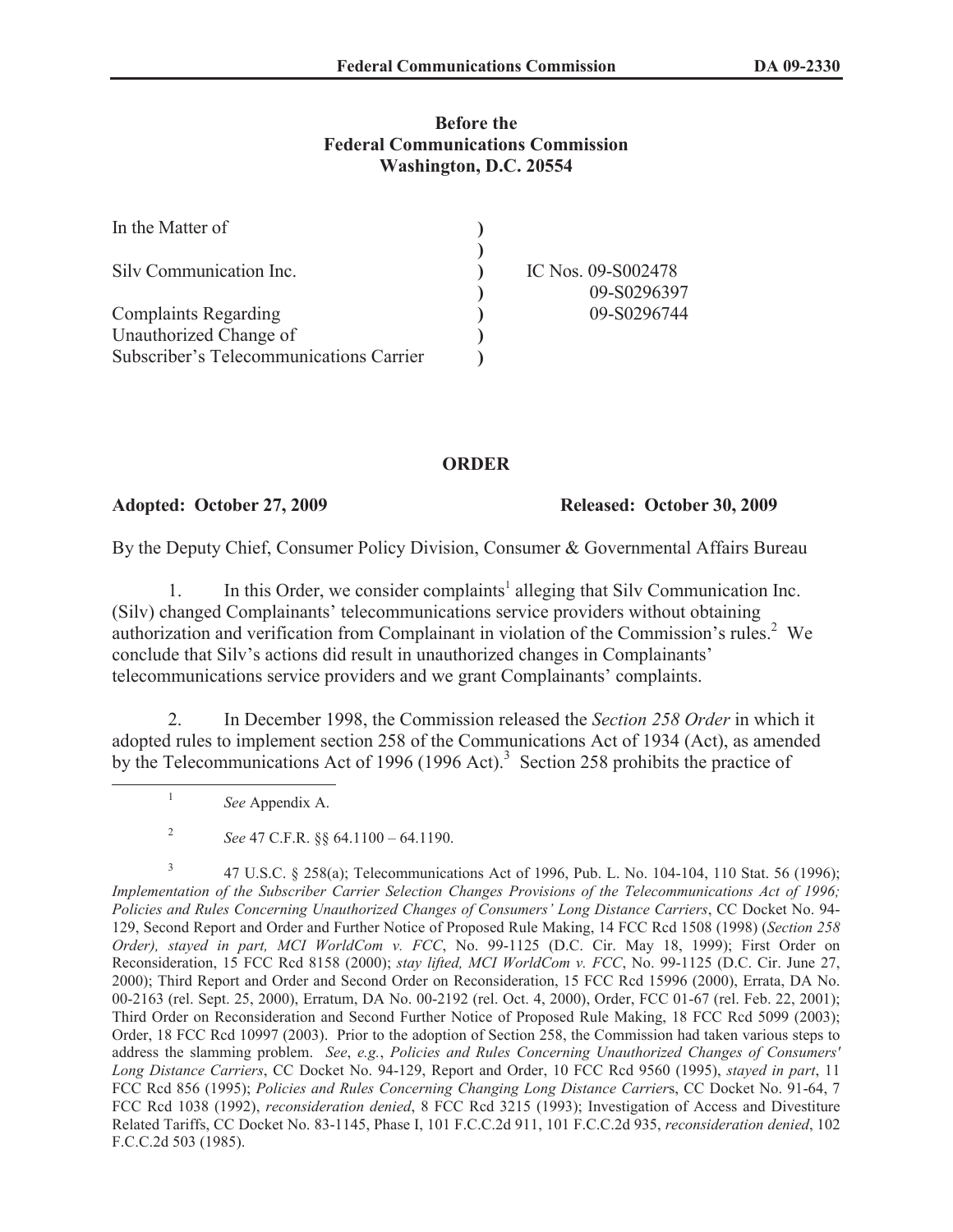**Before the**
**Federal Communications Commission**
**Washington, D.C. 20554**

| | | |
|---|---|---|
| In the Matter of | ) | |
| | ) | |
| Silv Communication Inc. | ) | IC Nos. 09-S002478 |
| | ) | 09-S0296397 |
| Complaints Regarding | ) | 09-S0296744 |
| Unauthorized Change of | ) | |
| Subscriber's Telecommunications Carrier | ) | |

## ORDER

**Adopted: October 27, 2009** **Released: October 30, 2009**

By the Deputy Chief, Consumer Policy Division, Consumer & Governmental Affairs Bureau

1. In this Order, we consider complaints[1] alleging that Silv Communication Inc. (Silv) changed Complainants' telecommunications service providers without obtaining authorization and verification from Complainant in violation of the Commission's rules.[2] We conclude that Silv's actions did result in unauthorized changes in Complainants' telecommunications service providers and we grant Complainants' complaints.

2. In December 1998, the Commission released the *Section 258 Order* in which it adopted rules to implement section 258 of the Communications Act of 1934 (Act), as amended by the Telecommunications Act of 1996 (1996 Act).[3] Section 258 prohibits the practice of

---

[1] *See* Appendix A.

[2] *See* 47 C.F.R. §§ 64.1100 – 64.1190.

[3] 47 U.S.C. § 258(a); Telecommunications Act of 1996, Pub. L. No. 104-104, 110 Stat. 56 (1996); *Implementation of the Subscriber Carrier Selection Changes Provisions of the Telecommunications Act of 1996; Policies and Rules Concerning Unauthorized Changes of Consumers' Long Distance Carriers*, CC Docket No. 94-129, Second Report and Order and Further Notice of Proposed Rule Making, 14 FCC Rcd 1508 (1998) (*Section 258 Order), stayed in part, MCI WorldCom v. FCC*, No. 99-1125 (D.C. Cir. May 18, 1999); First Order on Reconsideration, 15 FCC Rcd 8158 (2000); *stay lifted, MCI WorldCom v. FCC*, No. 99-1125 (D.C. Cir. June 27, 2000); Third Report and Order and Second Order on Reconsideration, 15 FCC Rcd 15996 (2000), Errata, DA No. 00-2163 (rel. Sept. 25, 2000), Erratum, DA No. 00-2192 (rel. Oct. 4, 2000), Order, FCC 01-67 (rel. Feb. 22, 2001); Third Order on Reconsideration and Second Further Notice of Proposed Rule Making, 18 FCC Rcd 5099 (2003); Order, 18 FCC Rcd 10997 (2003). Prior to the adoption of Section 258, the Commission had taken various steps to address the slamming problem. *See*, *e.g.*, *Policies and Rules Concerning Unauthorized Changes of Consumers' Long Distance Carriers*, CC Docket No. 94-129, Report and Order, 10 FCC Rcd 9560 (1995), *stayed in part*, 11 FCC Rcd 856 (1995); *Policies and Rules Concerning Changing Long Distance Carrier*s, CC Docket No. 91-64, 7 FCC Rcd 1038 (1992), *reconsideration denied*, 8 FCC Rcd 3215 (1993); Investigation of Access and Divestiture Related Tariffs, CC Docket No. 83-1145, Phase I, 101 F.C.C.2d 911, 101 F.C.C.2d 935, *reconsideration denied*, 102 F.C.C.2d 503 (1985).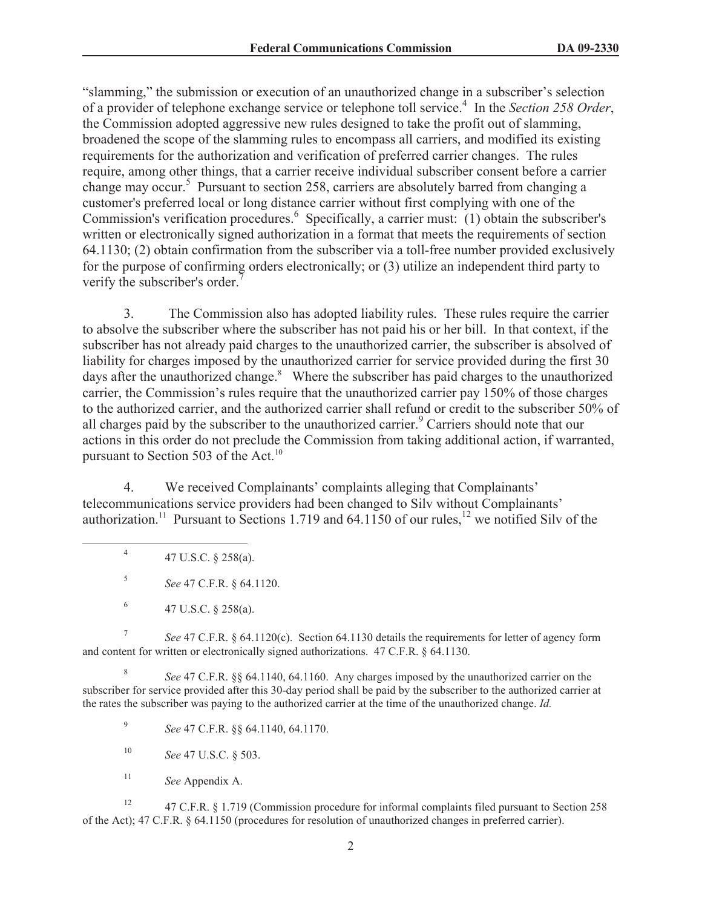"slamming," the submission or execution of an unauthorized change in a subscriber's selection of a provider of telephone exchange service or telephone toll service.[4] In the *Section 258 Order*, the Commission adopted aggressive new rules designed to take the profit out of slamming, broadened the scope of the slamming rules to encompass all carriers, and modified its existing requirements for the authorization and verification of preferred carrier changes. The rules require, among other things, that a carrier receive individual subscriber consent before a carrier change may occur.[5] Pursuant to section 258, carriers are absolutely barred from changing a customer's preferred local or long distance carrier without first complying with one of the Commission's verification procedures.[6] Specifically, a carrier must: (1) obtain the subscriber's written or electronically signed authorization in a format that meets the requirements of section 64.1130; (2) obtain confirmation from the subscriber via a toll-free number provided exclusively for the purpose of confirming orders electronically; or (3) utilize an independent third party to verify the subscriber's order.[7]

3. The Commission also has adopted liability rules. These rules require the carrier to absolve the subscriber where the subscriber has not paid his or her bill. In that context, if the subscriber has not already paid charges to the unauthorized carrier, the subscriber is absolved of liability for charges imposed by the unauthorized carrier for service provided during the first 30 days after the unauthorized change.[8] Where the subscriber has paid charges to the unauthorized carrier, the Commission's rules require that the unauthorized carrier pay 150% of those charges to the authorized carrier, and the authorized carrier shall refund or credit to the subscriber 50% of all charges paid by the subscriber to the unauthorized carrier.[9] Carriers should note that our actions in this order do not preclude the Commission from taking additional action, if warranted, pursuant to Section 503 of the Act.[10]

4. We received Complainants' complaints alleging that Complainants' telecommunications service providers had been changed to Silv without Complainants' authorization.[11] Pursuant to Sections 1.719 and 64.1150 of our rules,[12] we notified Silv of the

---

[4] 47 U.S.C. § 258(a).

[5] *See* 47 C.F.R. § 64.1120.

[6] 47 U.S.C. § 258(a).

[7] *See* 47 C.F.R. § 64.1120(c). Section 64.1130 details the requirements for letter of agency form and content for written or electronically signed authorizations. 47 C.F.R. § 64.1130.

[8] *See* 47 C.F.R. §§ 64.1140, 64.1160. Any charges imposed by the unauthorized carrier on the subscriber for service provided after this 30-day period shall be paid by the subscriber to the authorized carrier at the rates the subscriber was paying to the authorized carrier at the time of the unauthorized change. *Id.*

[9] *See* 47 C.F.R. §§ 64.1140, 64.1170.

[10] *See* 47 U.S.C. § 503.

[11] *See* Appendix A.

[12] 47 C.F.R. § 1.719 (Commission procedure for informal complaints filed pursuant to Section 258 of the Act); 47 C.F.R. § 64.1150 (procedures for resolution of unauthorized changes in preferred carrier).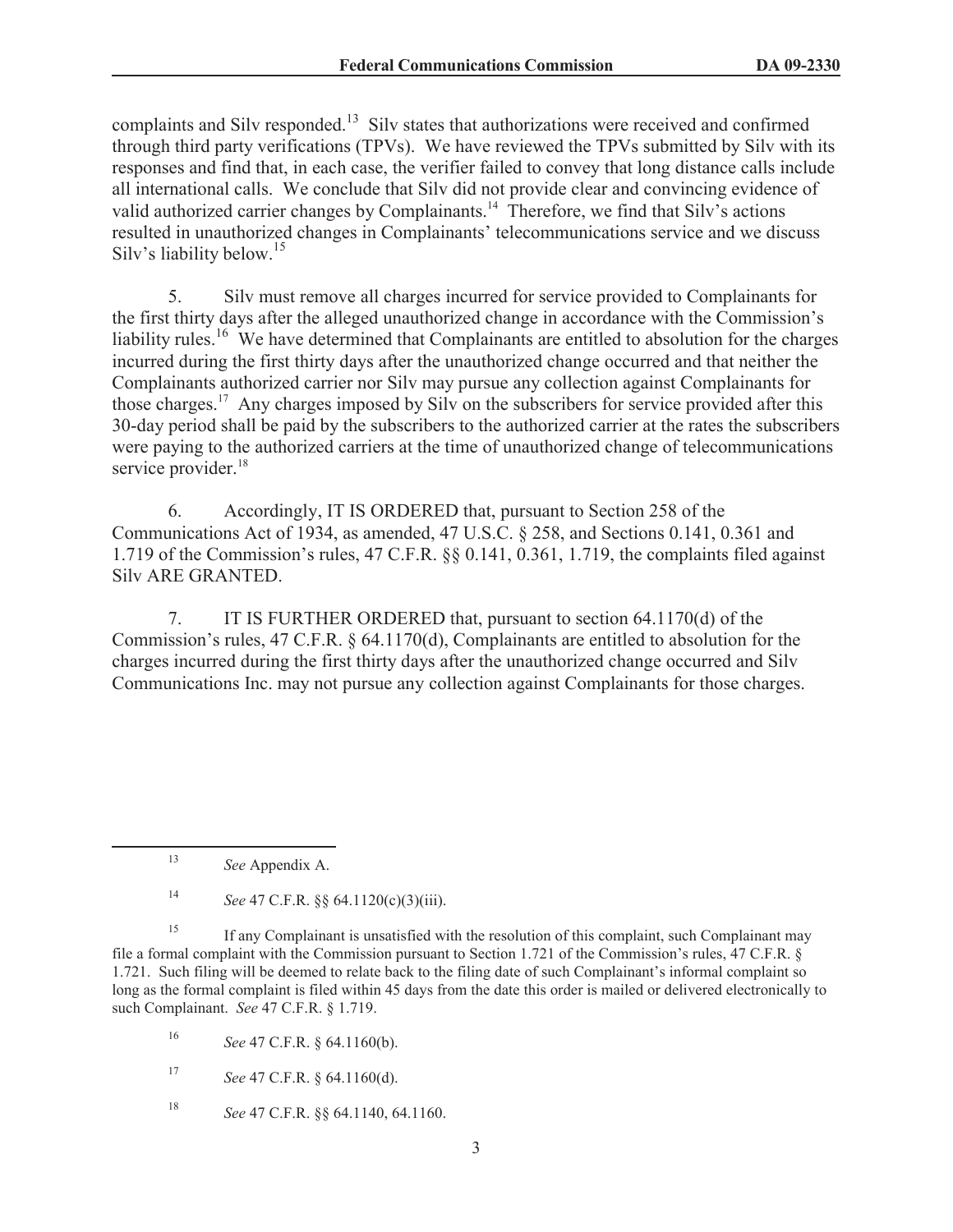complaints and Silv responded.[13] Silv states that authorizations were received and confirmed through third party verifications (TPVs). We have reviewed the TPVs submitted by Silv with its responses and find that, in each case, the verifier failed to convey that long distance calls include all international calls. We conclude that Silv did not provide clear and convincing evidence of valid authorized carrier changes by Complainants.[14] Therefore, we find that Silv's actions resulted in unauthorized changes in Complainants' telecommunications service and we discuss Silv's liability below.[15]

5. Silv must remove all charges incurred for service provided to Complainants for the first thirty days after the alleged unauthorized change in accordance with the Commission's liability rules.[16] We have determined that Complainants are entitled to absolution for the charges incurred during the first thirty days after the unauthorized change occurred and that neither the Complainants authorized carrier nor Silv may pursue any collection against Complainants for those charges.[17] Any charges imposed by Silv on the subscribers for service provided after this 30-day period shall be paid by the subscribers to the authorized carrier at the rates the subscribers were paying to the authorized carriers at the time of unauthorized change of telecommunications service provider.[18]

6. Accordingly, IT IS ORDERED that, pursuant to Section 258 of the Communications Act of 1934, as amended, 47 U.S.C. § 258, and Sections 0.141, 0.361 and 1.719 of the Commission's rules, 47 C.F.R. §§ 0.141, 0.361, 1.719, the complaints filed against Silv ARE GRANTED.

7. IT IS FURTHER ORDERED that, pursuant to section 64.1170(d) of the Commission's rules, 47 C.F.R. § 64.1170(d), Complainants are entitled to absolution for the charges incurred during the first thirty days after the unauthorized change occurred and Silv Communications Inc. may not pursue any collection against Complainants for those charges.

---

[13] *See* Appendix A.

[14] *See* 47 C.F.R. §§ 64.1120(c)(3)(iii).

[15] If any Complainant is unsatisfied with the resolution of this complaint, such Complainant may file a formal complaint with the Commission pursuant to Section 1.721 of the Commission's rules, 47 C.F.R. § 1.721. Such filing will be deemed to relate back to the filing date of such Complainant's informal complaint so long as the formal complaint is filed within 45 days from the date this order is mailed or delivered electronically to such Complainant. *See* 47 C.F.R. § 1.719.

[16] *See* 47 C.F.R. § 64.1160(b).

[17] *See* 47 C.F.R. § 64.1160(d).

[18] *See* 47 C.F.R. §§ 64.1140, 64.1160.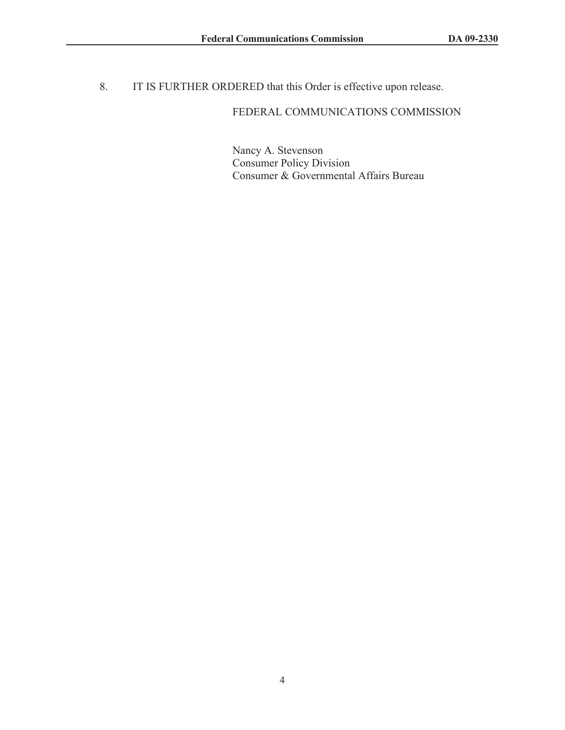8. IT IS FURTHER ORDERED that this Order is effective upon release.

FEDERAL COMMUNICATIONS COMMISSION

Nancy A. Stevenson
Consumer Policy Division
Consumer & Governmental Affairs Bureau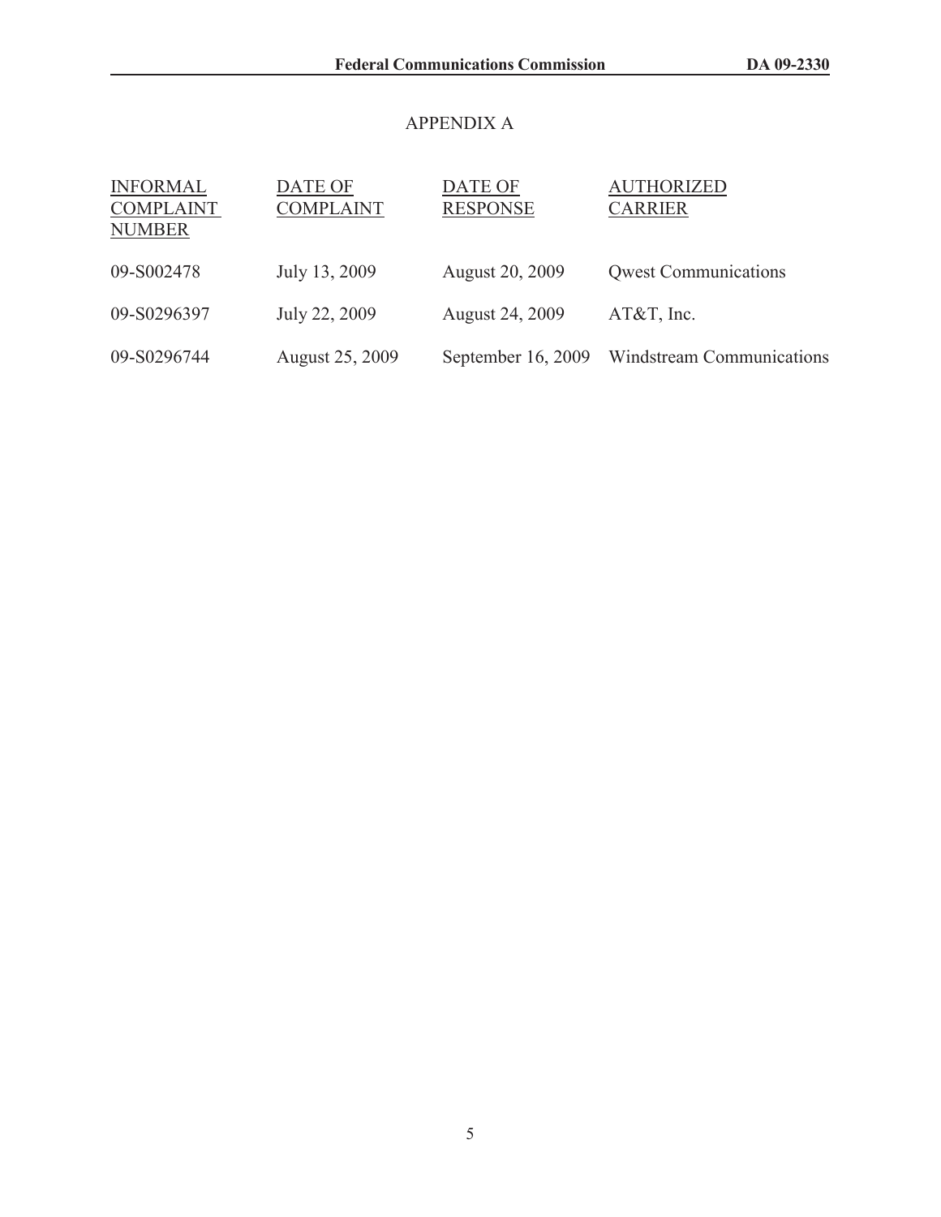# APPENDIX A

| INFORMAL COMPLAINT NUMBER | DATE OF COMPLAINT | DATE OF RESPONSE | AUTHORIZED CARRIER |
|---|---|---|---|
| 09-S002478 | July 13, 2009 | August 20, 2009 | Qwest Communications |
| 09-S0296397 | July 22, 2009 | August 24, 2009 | AT&T, Inc. |
| 09-S0296744 | August 25, 2009 | September 16, 2009 | Windstream Communications |